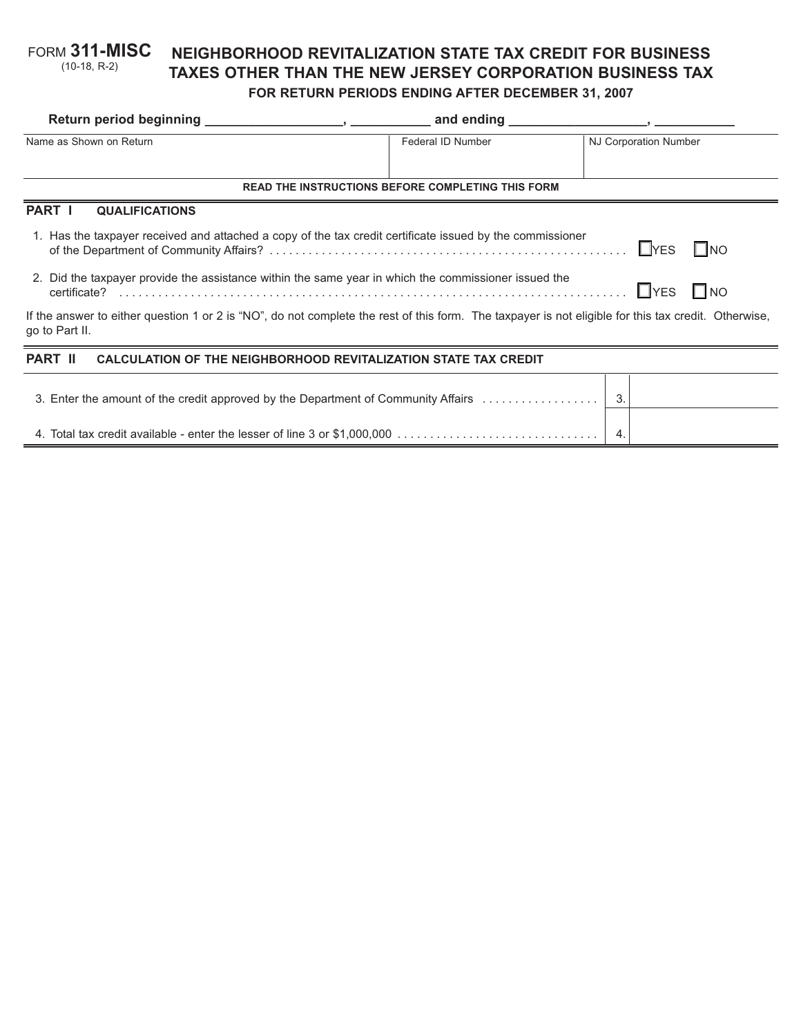FORM **311-MISC**
(10-18, R-2)

# NEIGHBORHOOD REVITALIZATION STATE TAX CREDIT FOR BUSINESS TAXES OTHER THAN THE NEW JERSEY CORPORATION BUSINESS TAX

**FOR RETURN PERIODS ENDING AFTER DECEMBER 31, 2007**

**Return period beginning ________________, __________ and ending ________________, __________**

| Name as Shown on Return | Federal ID Number | NJ Corporation Number |
|---|---|---|
| | | |

**READ THE INSTRUCTIONS BEFORE COMPLETING THIS FORM**

## PART I QUALIFICATIONS

1. Has the taxpayer received and attached a copy of the tax credit certificate issued by the commissioner of the Department of Community Affairs? . . . . . . . . ☐ YES ☐ NO

2. Did the taxpayer provide the assistance within the same year in which the commissioner issued the certificate? . . . . . . . . ☐ YES ☐ NO

If the answer to either question 1 or 2 is "NO", do not complete the rest of this form. The taxpayer is not eligible for this tax credit. Otherwise, go to Part II.

## PART II CALCULATION OF THE NEIGHBORHOOD REVITALIZATION STATE TAX CREDIT

| | | |
|---|---|---|
| 3. Enter the amount of the credit approved by the Department of Community Affairs . . . . . . . . | 3. | |
| 4. Total tax credit available - enter the lesser of line 3 or $1,000,000 . . . . . . . . | 4. | |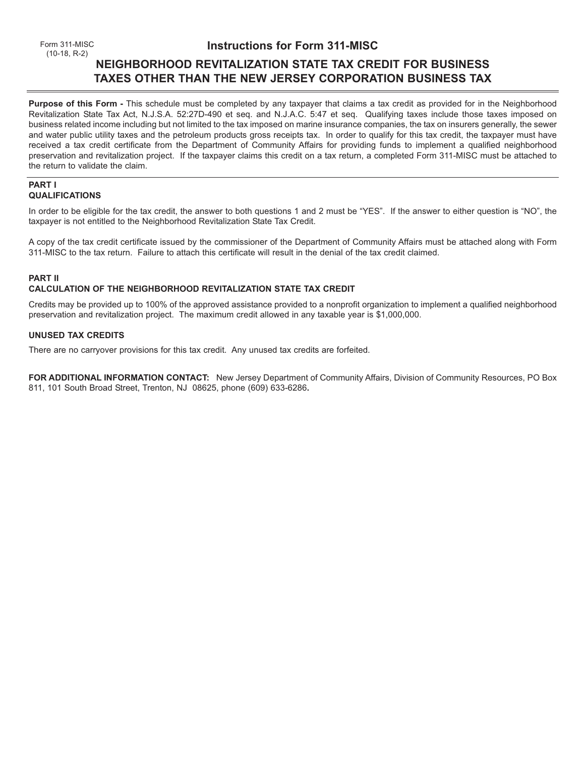Form 311-MISC
(10-18, R-2)

# Instructions for Form 311-MISC

## NEIGHBORHOOD REVITALIZATION STATE TAX CREDIT FOR BUSINESS TAXES OTHER THAN THE NEW JERSEY CORPORATION BUSINESS TAX

**Purpose of this Form -** This schedule must be completed by any taxpayer that claims a tax credit as provided for in the Neighborhood Revitalization State Tax Act, N.J.S.A. 52:27D-490 et seq. and N.J.A.C. 5:47 et seq. Qualifying taxes include those taxes imposed on business related income including but not limited to the tax imposed on marine insurance companies, the tax on insurers generally, the sewer and water public utility taxes and the petroleum products gross receipts tax. In order to qualify for this tax credit, the taxpayer must have received a tax credit certificate from the Department of Community Affairs for providing funds to implement a qualified neighborhood preservation and revitalization project. If the taxpayer claims this credit on a tax return, a completed Form 311-MISC must be attached to the return to validate the claim.

### PART I
### QUALIFICATIONS

In order to be eligible for the tax credit, the answer to both questions 1 and 2 must be "YES". If the answer to either question is "NO", the taxpayer is not entitled to the Neighborhood Revitalization State Tax Credit.

A copy of the tax credit certificate issued by the commissioner of the Department of Community Affairs must be attached along with Form 311-MISC to the tax return. Failure to attach this certificate will result in the denial of the tax credit claimed.

### PART II
### CALCULATION OF THE NEIGHBORHOOD REVITALIZATION STATE TAX CREDIT

Credits may be provided up to 100% of the approved assistance provided to a nonprofit organization to implement a qualified neighborhood preservation and revitalization project. The maximum credit allowed in any taxable year is $1,000,000.

### UNUSED TAX CREDITS

There are no carryover provisions for this tax credit. Any unused tax credits are forfeited.

**FOR ADDITIONAL INFORMATION CONTACT:** New Jersey Department of Community Affairs, Division of Community Resources, PO Box 811, 101 South Broad Street, Trenton, NJ 08625, phone (609) 633-6286**.**